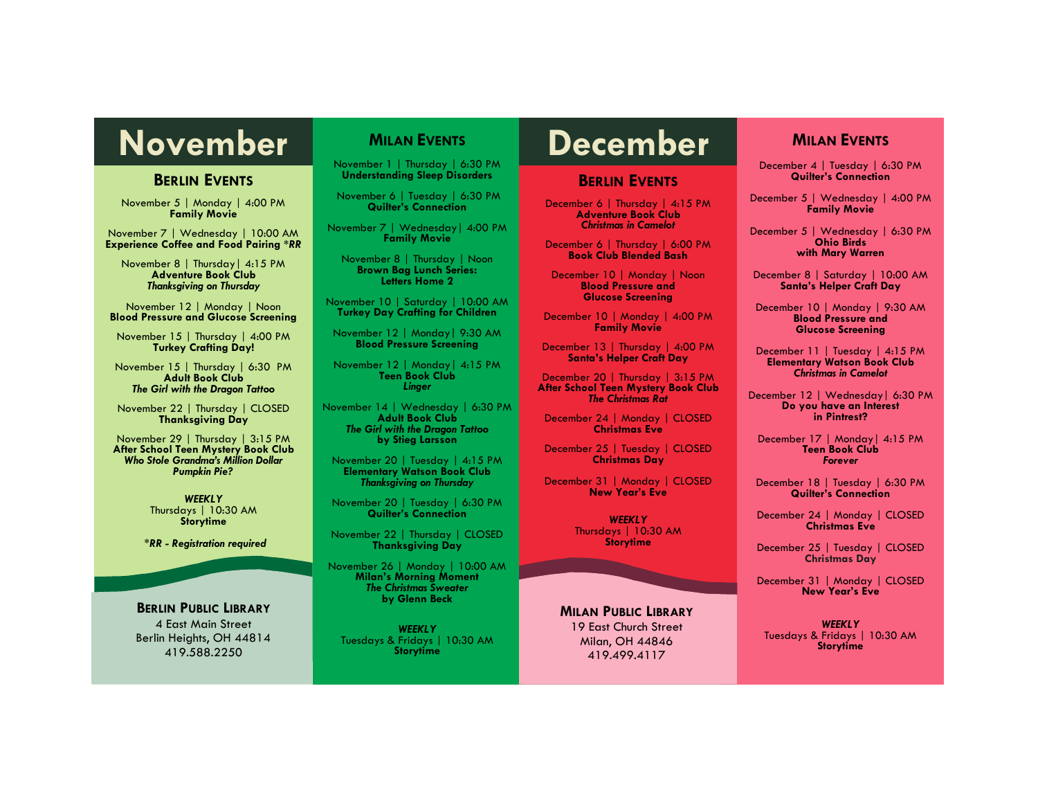# November

## Berlin Events

November 5 | Monday | 4:00 PM
**Family Movie**

November 7 | Wednesday | 10:00 AM
**Experience Coffee and Food Pairing *RR**

November 8 | Thursday| 4:15 PM
**Adventure Book Club**
***Thanksgiving on Thursday***

November 12 | Monday | Noon
**Blood Pressure and Glucose Screening**

November 15 | Thursday | 4:00 PM
**Turkey Crafting Day!**

November 15 | Thursday | 6:30 PM
**Adult Book Club**
***The Girl with the Dragon Tattoo***

November 22 | Thursday | CLOSED
**Thanksgiving Day**

November 29 | Thursday | 3:15 PM
**After School Teen Mystery Book Club**
***Who Stole Grandma's Million Dollar Pumpkin Pie?***

***WEEKLY***
Thursdays | 10:30 AM
**Storytime**

****RR - Registration required***

**Berlin Public Library**
4 East Main Street
Berlin Heights, OH 44814
419.588.2250

## Milan Events

November 1 | Thursday | 6:30 PM
**Understanding Sleep Disorders**

November 6 | Tuesday | 6:30 PM
**Quilter's Connection**

November 7 | Wednesday| 4:00 PM
**Family Movie**

November 8 | Thursday | Noon
**Brown Bag Lunch Series: Letters Home 2**

November 10 | Saturday | 10:00 AM
**Turkey Day Crafting for Children**

November 12 | Monday| 9:30 AM
**Blood Pressure Screening**

November 12 | Monday| 4:15 PM
**Teen Book Club**
***Linger***

November 14 | Wednesday | 6:30 PM
**Adult Book Club**
***The Girl with the Dragon Tattoo***
**by Stieg Larsson**

November 20 | Tuesday | 4:15 PM
**Elementary Watson Book Club**
***Thanksgiving on Thursday***

November 20 | Tuesday | 6:30 PM
**Quilter's Connection**

November 22 | Thursday | CLOSED
**Thanksgiving Day**

November 26 | Monday | 10:00 AM
**Milan's Morning Moment**
***The Christmas Sweater***
**by Glenn Beck**

***WEEKLY***
Tuesdays & Fridays | 10:30 AM
**Storytime**

# December

## Berlin Events

December 6 | Thursday | 4:15 PM
**Adventure Book Club**
***Christmas in Camelot***

December 6 | Thursday | 6:00 PM
**Book Club Blended Bash**

December 10 | Monday | Noon
**Blood Pressure and Glucose Screening**

December 10 | Monday | 4:00 PM
**Family Movie**

December 13 | Thursday | 4:00 PM
**Santa's Helper Craft Day**

December 20 | Thursday | 3:15 PM
**After School Teen Mystery Book Club**
***The Christmas Rat***

December 24 | Monday | CLOSED
**Christmas Eve**

December 25 | Tuesday | CLOSED
**Christmas Day**

December 31 | Monday | CLOSED
**New Year's Eve**

***WEEKLY***
Thursdays | 10:30 AM
**Storytime**

**Milan Public Library**
19 East Church Street
Milan, OH 44846
419.499.4117

## Milan Events

December 4 | Tuesday | 6:30 PM
**Quilter's Connection**

December 5 | Wednesday | 4:00 PM
**Family Movie**

December 5 | Wednesday | 6:30 PM
**Ohio Birds with Mary Warren**

December 8 | Saturday | 10:00 AM
**Santa's Helper Craft Day**

December 10 | Monday | 9:30 AM
**Blood Pressure and Glucose Screening**

December 11 | Tuesday | 4:15 PM
**Elementary Watson Book Club**
***Christmas in Camelot***

December 12 | Wednesday| 6:30 PM
**Do you have an Interest in Pintrest?**

December 17 | Monday| 4:15 PM
**Teen Book Club**
***Forever***

December 18 | Tuesday | 6:30 PM
**Quilter's Connection**

December 24 | Monday | CLOSED
**Christmas Eve**

December 25 | Tuesday | CLOSED
**Christmas Day**

December 31 | Monday | CLOSED
**New Year's Eve**

***WEEKLY***
Tuesdays & Fridays | 10:30 AM
**Storytime**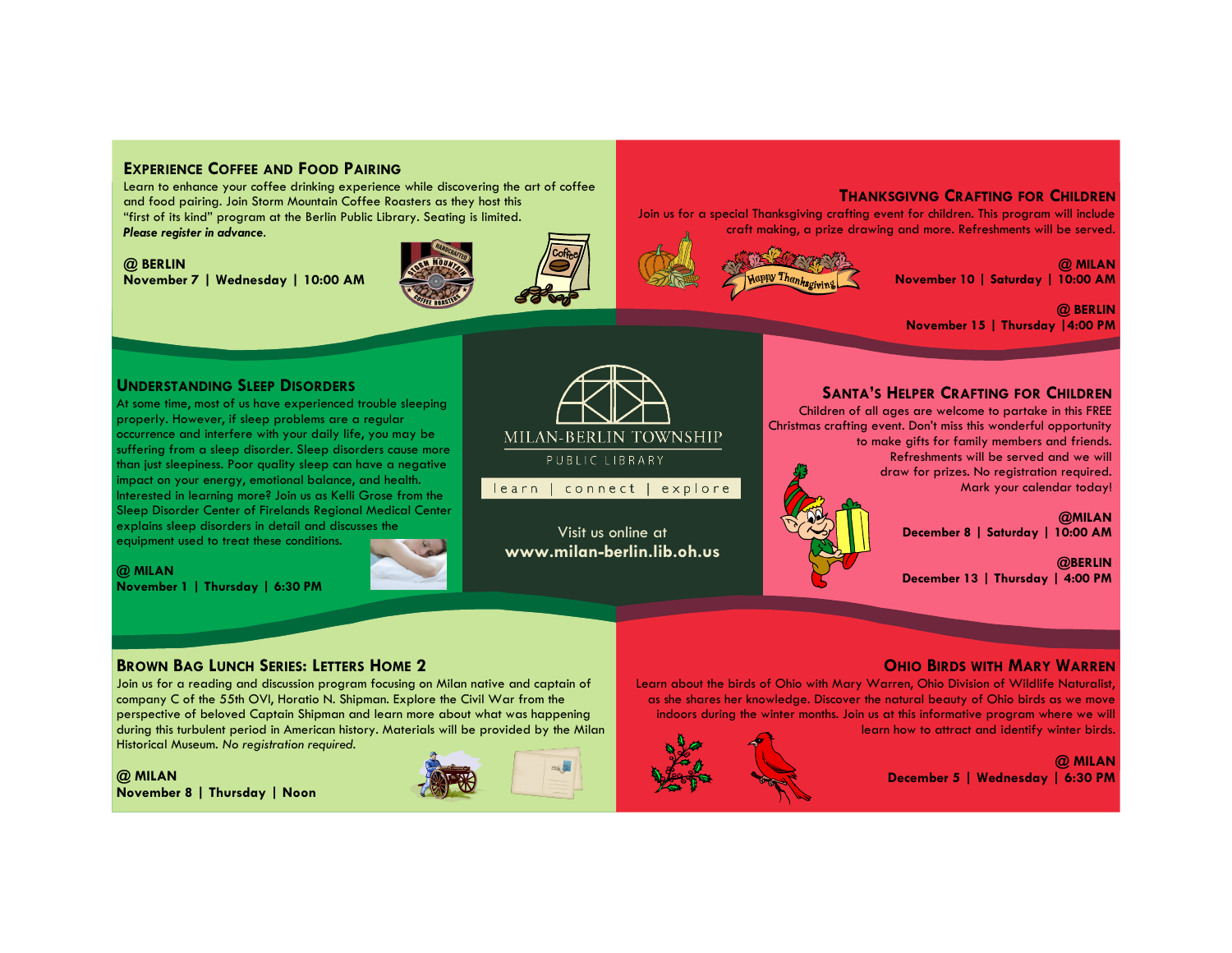## Experience Coffee and Food Pairing

Learn to enhance your coffee drinking experience while discovering the art of coffee and food pairing. Join Storm Mountain Coffee Roasters as they host this "first of its kind" program at the Berlin Public Library. Seating is limited. ***Please register in advance.***

**@ BERLIN**
**November 7 | Wednesday | 10:00 AM**

## Thanksgivng Crafting for Children

Join us for a special Thanksgiving crafting event for children. This program will include craft making, a prize drawing and more. Refreshments will be served.

**@ MILAN**
**November 10 | Saturday | 10:00 AM**

**@ BERLIN**
**November 15 | Thursday |4:00 PM**

## Understanding Sleep Disorders

At some time, most of us have experienced trouble sleeping properly. However, if sleep problems are a regular occurrence and interfere with your daily life, you may be suffering from a sleep disorder. Sleep disorders cause more than just sleepiness. Poor quality sleep can have a negative impact on your energy, emotional balance, and health. Interested in learning more? Join us as Kelli Grose from the Sleep Disorder Center of Firelands Regional Medical Center explains sleep disorders in detail and discusses the equipment used to treat these conditions.

**@ MILAN**
**November 1 | Thursday | 6:30 PM**

MILAN-BERLIN TOWNSHIP
PUBLIC LIBRARY

learn | connect | explore

Visit us online at
**www.milan-berlin.lib.oh.us**

## Santa's Helper Crafting for Children

Children of all ages are welcome to partake in this FREE Christmas crafting event. Don't miss this wonderful opportunity to make gifts for family members and friends. Refreshments will be served and we will draw for prizes. No registration required. Mark your calendar today!

**@MILAN**
**December 8 | Saturday | 10:00 AM**

**@BERLIN**
**December 13 | Thursday | 4:00 PM**

## Brown Bag Lunch Series: Letters Home 2

Join us for a reading and discussion program focusing on Milan native and captain of company C of the 55th OVI, Horatio N. Shipman. Explore the Civil War from the perspective of beloved Captain Shipman and learn more about what was happening during this turbulent period in American history. Materials will be provided by the Milan Historical Museum. *No registration required.*

**@ MILAN**
**November 8 | Thursday | Noon**

## Ohio Birds with Mary Warren

Learn about the birds of Ohio with Mary Warren, Ohio Division of Wildlife Naturalist, as she shares her knowledge. Discover the natural beauty of Ohio birds as we move indoors during the winter months. Join us at this informative program where we will learn how to attract and identify winter birds.

**@ MILAN**
**December 5 | Wednesday | 6:30 PM**